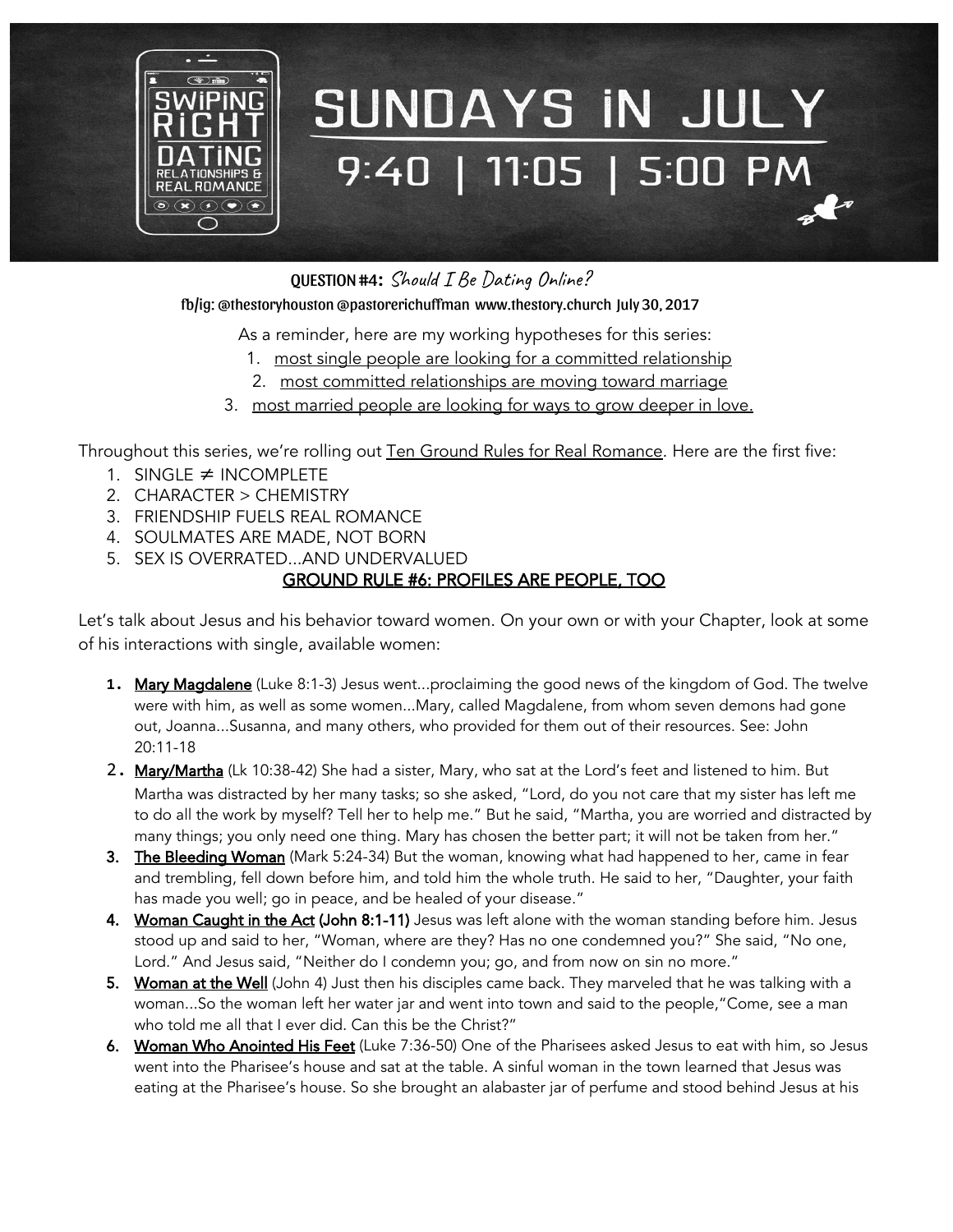# SWIPING RIGHT: DATING, RELATIONSHIPS & REAL ROMANCE

## SUNDAYS IN JULY

## 9:40 | 11:05 | 5:00 PM

**QUESTION #4:** *Should I Be Dating Online?*

**fb/ig: @thestoryhouston @pastorerichuffman www.thestory.church July 30, 2017**

As a reminder, here are my working hypotheses for this series:

1. most single people are looking for a committed relationship
2. most committed relationships are moving toward marriage
3. most married people are looking for ways to grow deeper in love.

Throughout this series, we're rolling out Ten Ground Rules for Real Romance. Here are the first five:

1. SINGLE ≠ INCOMPLETE
2. CHARACTER > CHEMISTRY
3. FRIENDSHIP FUELS REAL ROMANCE
4. SOULMATES ARE MADE, NOT BORN
5. SEX IS OVERRATED...AND UNDERVALUED

**GROUND RULE #6: PROFILES ARE PEOPLE, TOO**

Let's talk about Jesus and his behavior toward women. On your own or with your Chapter, look at some of his interactions with single, available women:

1. **Mary Magdalene** (Luke 8:1-3) Jesus went...proclaiming the good news of the kingdom of God. The twelve were with him, as well as some women...Mary, called Magdalene, from whom seven demons had gone out, Joanna...Susanna, and many others, who provided for them out of their resources. See: John 20:11-18
2. **Mary/Martha** (Lk 10:38-42) She had a sister, Mary, who sat at the Lord's feet and listened to him. But Martha was distracted by her many tasks; so she asked, "Lord, do you not care that my sister has left me to do all the work by myself? Tell her to help me." But he said, "Martha, you are worried and distracted by many things; you only need one thing. Mary has chosen the better part; it will not be taken from her."
3. **The Bleeding Woman** (Mark 5:24-34) But the woman, knowing what had happened to her, came in fear and trembling, fell down before him, and told him the whole truth. He said to her, "Daughter, your faith has made you well; go in peace, and be healed of your disease."
4. **Woman Caught in the Act (John 8:1-11)** Jesus was left alone with the woman standing before him. Jesus stood up and said to her, "Woman, where are they? Has no one condemned you?" She said, "No one, Lord." And Jesus said, "Neither do I condemn you; go, and from now on sin no more."
5. **Woman at the Well** (John 4) Just then his disciples came back. They marveled that he was talking with a woman...So the woman left her water jar and went into town and said to the people,"Come, see a man who told me all that I ever did. Can this be the Christ?"
6. **Woman Who Anointed His Feet** (Luke 7:36-50) One of the Pharisees asked Jesus to eat with him, so Jesus went into the Pharisee's house and sat at the table. A sinful woman in the town learned that Jesus was eating at the Pharisee's house. So she brought an alabaster jar of perfume and stood behind Jesus at his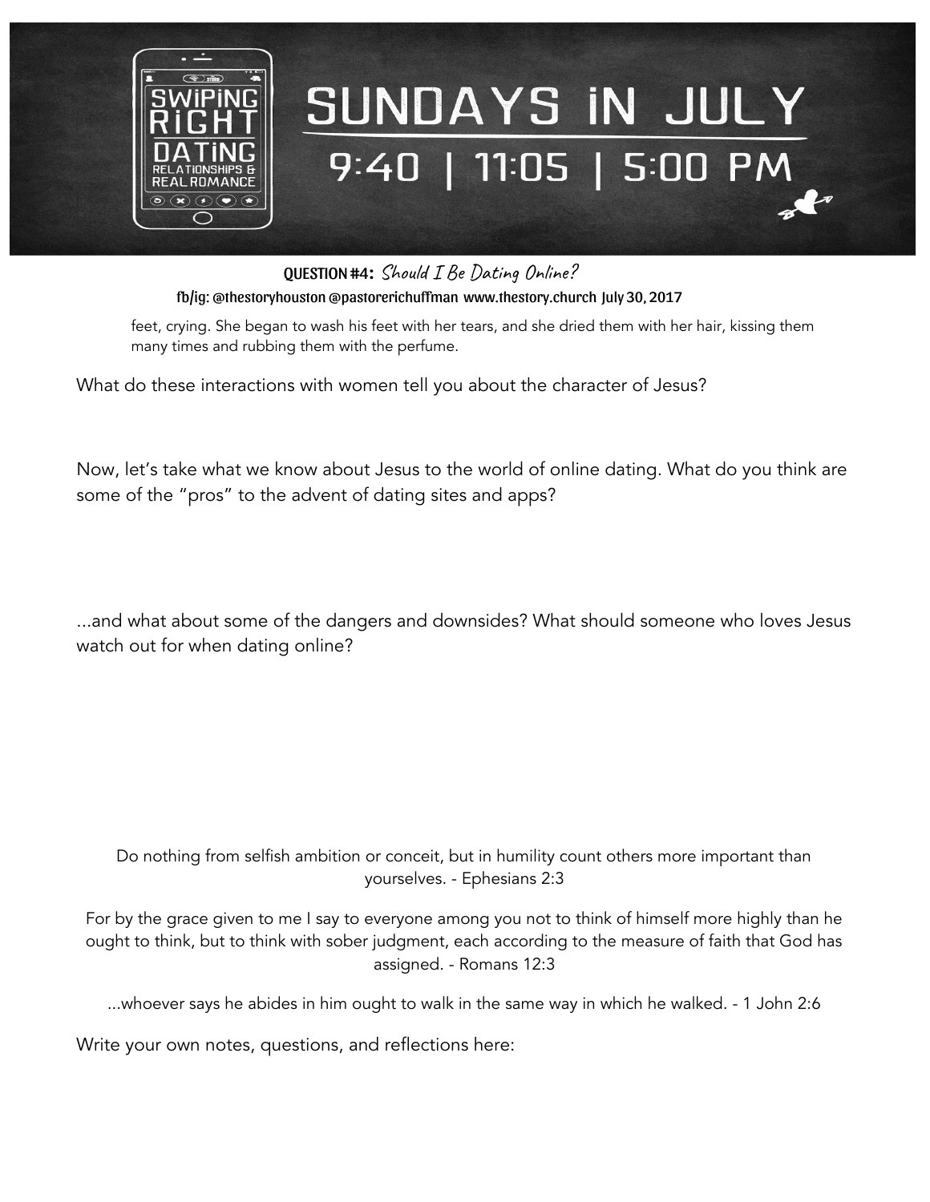**QUESTION #4:** *Should I Be Dating Online?*

**fb/ig: @thestoryhouston @pastorerichuffman www.thestory.church July 30, 2017**

> feet, crying. She began to wash his feet with her tears, and she dried them with her hair, kissing them many times and rubbing them with the perfume.

What do these interactions with women tell you about the character of Jesus?

Now, let's take what we know about Jesus to the world of online dating. What do you think are some of the "pros" to the advent of dating sites and apps?

...and what about some of the dangers and downsides? What should someone who loves Jesus watch out for when dating online?

Do nothing from selfish ambition or conceit, but in humility count others more important than yourselves. - Ephesians 2:3

For by the grace given to me I say to everyone among you not to think of himself more highly than he ought to think, but to think with sober judgment, each according to the measure of faith that God has assigned. - Romans 12:3

...whoever says he abides in him ought to walk in the same way in which he walked. - 1 John 2:6

Write your own notes, questions, and reflections here: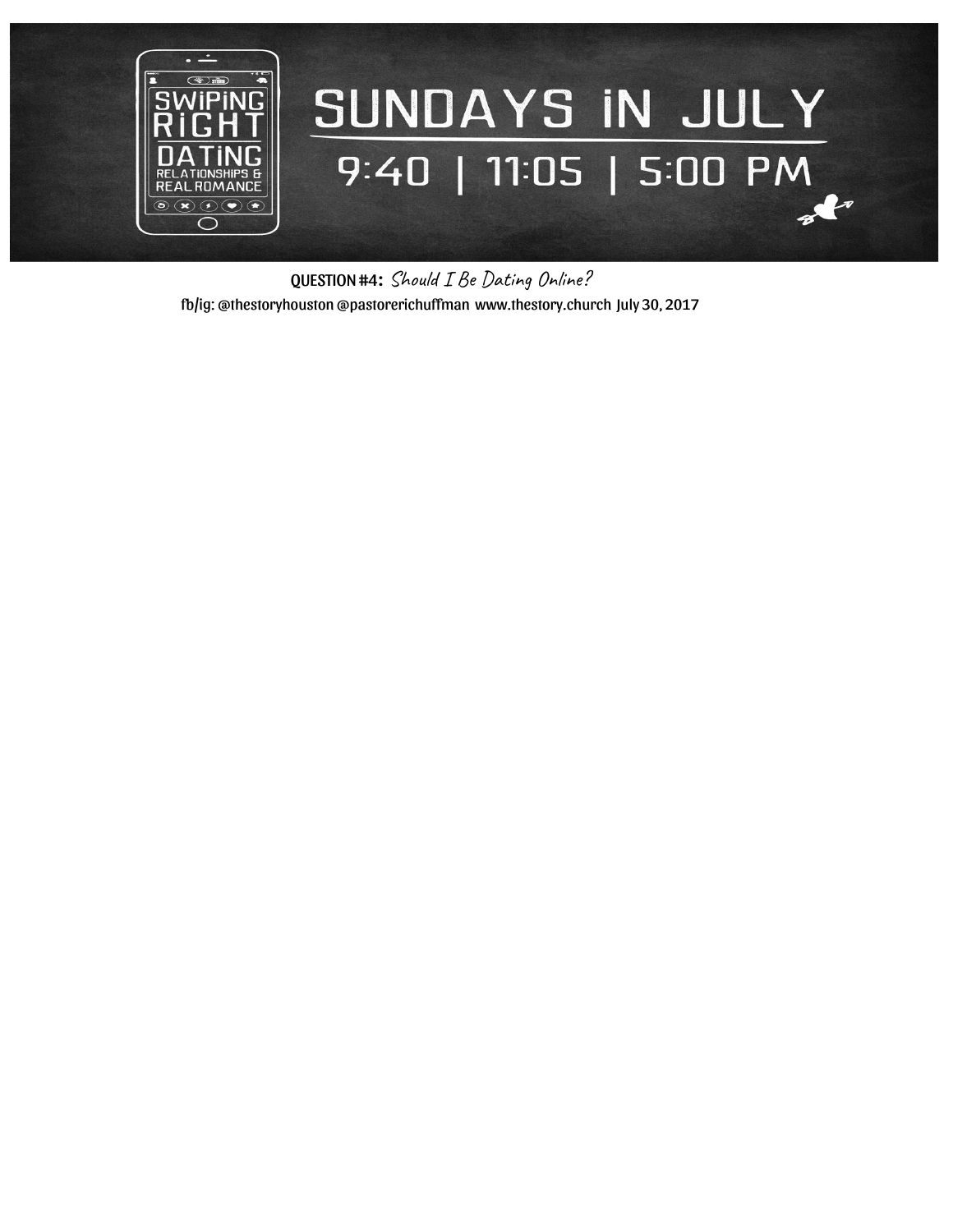SWIPING RIGHT

DATING RELATIONSHIPS & REAL ROMANCE

# SUNDAYS IN JULY

9:40 | 11:05 | 5:00 PM

**QUESTION #4:** *Should I Be Dating Online?*

fb/ig: @thestoryhouston @pastorerichuffman www.thestory.church July 30, 2017